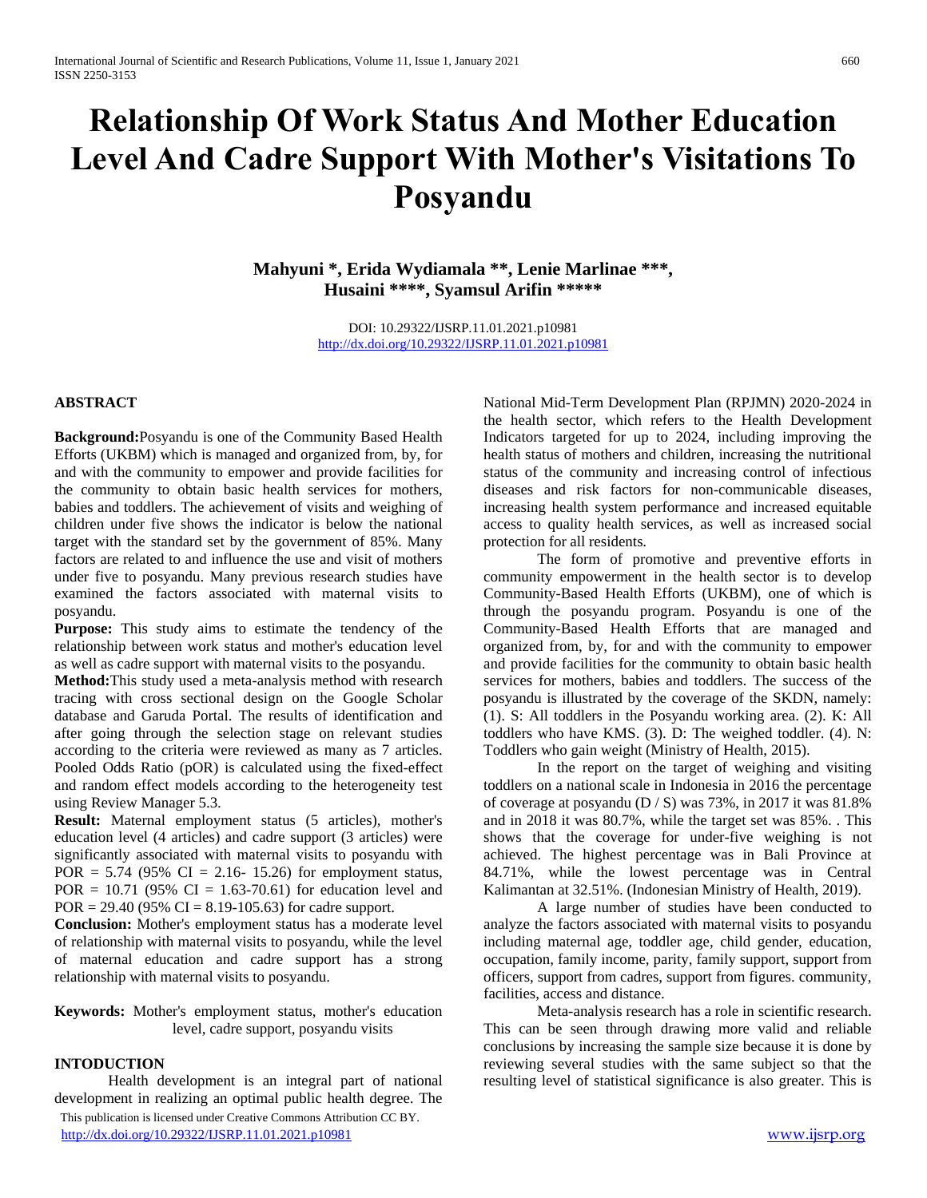# Relationship Of Work Status And Mother Education Level And Cadre Support With Mother's Visitations To Posyandu

**Mahyuni \*, Erida Wydiamala \*\*, Lenie Marlinae \*\*\*, Husaini \*\*\*\*, Syamsul Arifin \*\*\*\*\***

DOI: 10.29322/IJSRP.11.01.2021.p10981
http://dx.doi.org/10.29322/IJSRP.11.01.2021.p10981

## ABSTRACT

**Background:** Posyandu is one of the Community Based Health Efforts (UKBM) which is managed and organized from, by, for and with the community to empower and provide facilities for the community to obtain basic health services for mothers, babies and toddlers. The achievement of visits and weighing of children under five shows the indicator is below the national target with the standard set by the government of 85%. Many factors are related to and influence the use and visit of mothers under five to posyandu. Many previous research studies have examined the factors associated with maternal visits to posyandu.

**Purpose:** This study aims to estimate the tendency of the relationship between work status and mother's education level as well as cadre support with maternal visits to the posyandu.

**Method:** This study used a meta-analysis method with research tracing with cross sectional design on the Google Scholar database and Garuda Portal. The results of identification and after going through the selection stage on relevant studies according to the criteria were reviewed as many as 7 articles. Pooled Odds Ratio (pOR) is calculated using the fixed-effect and random effect models according to the heterogeneity test using Review Manager 5.3.

**Result:** Maternal employment status (5 articles), mother's education level (4 articles) and cadre support (3 articles) were significantly associated with maternal visits to posyandu with POR = 5.74 (95% CI = 2.16- 15.26) for employment status, POR = 10.71 (95% CI = 1.63-70.61) for education level and POR = 29.40 (95% CI = 8.19-105.63) for cadre support.

**Conclusion:** Mother's employment status has a moderate level of relationship with maternal visits to posyandu, while the level of maternal education and cadre support has a strong relationship with maternal visits to posyandu.

**Keywords:** Mother's employment status, mother's education level, cadre support, posyandu visits

## INTODUCTION

Health development is an integral part of national development in realizing an optimal public health degree. The National Mid-Term Development Plan (RPJMN) 2020-2024 in the health sector, which refers to the Health Development Indicators targeted for up to 2024, including improving the health status of mothers and children, increasing the nutritional status of the community and increasing control of infectious diseases and risk factors for non-communicable diseases, increasing health system performance and increased equitable access to quality health services, as well as increased social protection for all residents.

The form of promotive and preventive efforts in community empowerment in the health sector is to develop Community-Based Health Efforts (UKBM), one of which is through the posyandu program. Posyandu is one of the Community-Based Health Efforts that are managed and organized from, by, for and with the community to empower and provide facilities for the community to obtain basic health services for mothers, babies and toddlers. The success of the posyandu is illustrated by the coverage of the SKDN, namely: (1). S: All toddlers in the Posyandu working area. (2). K: All toddlers who have KMS. (3). D: The weighed toddler. (4). N: Toddlers who gain weight (Ministry of Health, 2015).

In the report on the target of weighing and visiting toddlers on a national scale in Indonesia in 2016 the percentage of coverage at posyandu (D / S) was 73%, in 2017 it was 81.8% and in 2018 it was 80.7%, while the target set was 85%. . This shows that the coverage for under-five weighing is not achieved. The highest percentage was in Bali Province at 84.71%, while the lowest percentage was in Central Kalimantan at 32.51%. (Indonesian Ministry of Health, 2019).

A large number of studies have been conducted to analyze the factors associated with maternal visits to posyandu including maternal age, toddler age, child gender, education, occupation, family income, parity, family support, support from officers, support from cadres, support from figures. community, facilities, access and distance.

Meta-analysis research has a role in scientific research. This can be seen through drawing more valid and reliable conclusions by increasing the sample size because it is done by reviewing several studies with the same subject so that the resulting level of statistical significance is also greater. This is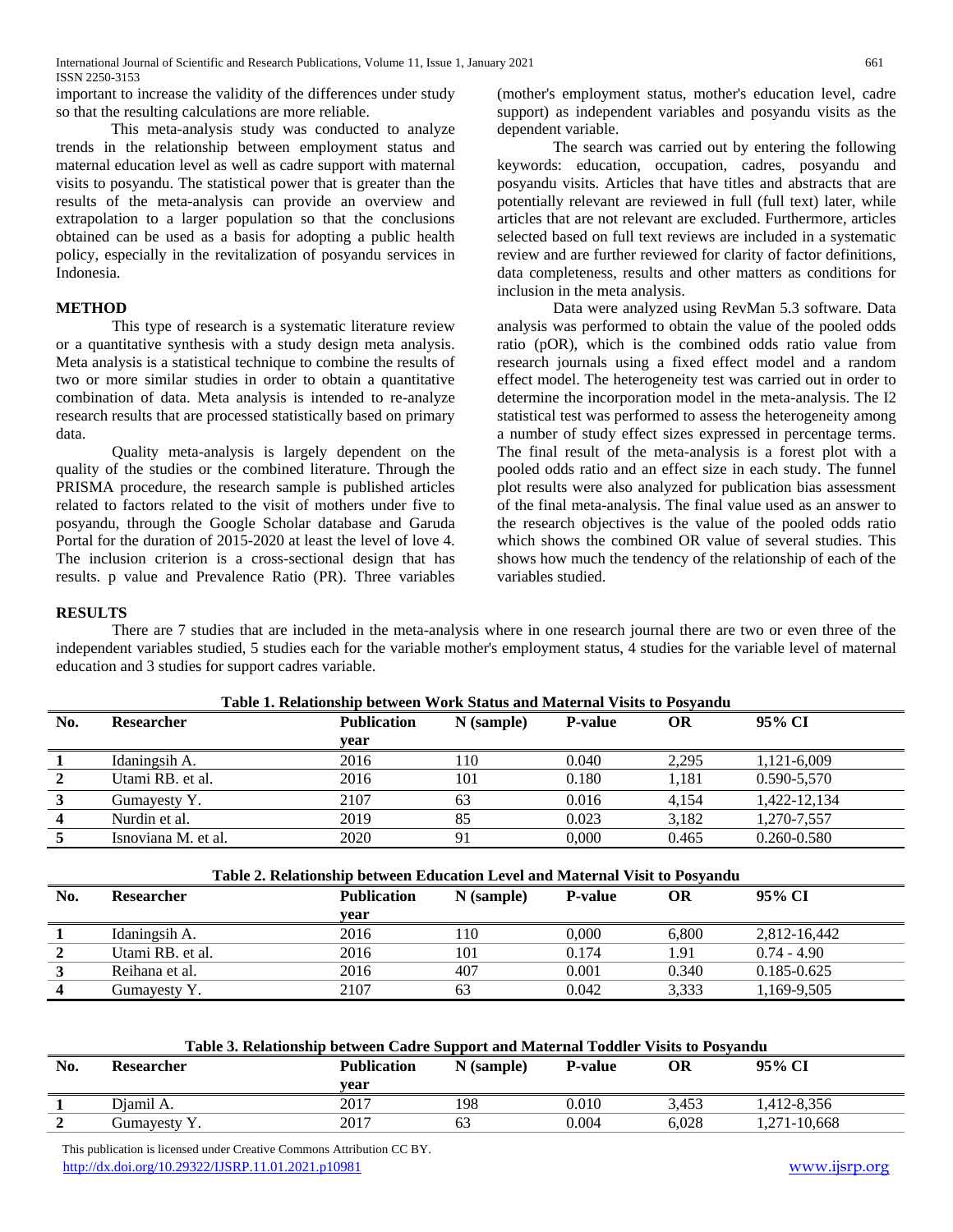important to increase the validity of the differences under study so that the resulting calculations are more reliable.

This meta-analysis study was conducted to analyze trends in the relationship between employment status and maternal education level as well as cadre support with maternal visits to posyandu. The statistical power that is greater than the results of the meta-analysis can provide an overview and extrapolation to a larger population so that the conclusions obtained can be used as a basis for adopting a public health policy, especially in the revitalization of posyandu services in Indonesia.

## METHOD

This type of research is a systematic literature review or a quantitative synthesis with a study design meta analysis. Meta analysis is a statistical technique to combine the results of two or more similar studies in order to obtain a quantitative combination of data. Meta analysis is intended to re-analyze research results that are processed statistically based on primary data.

Quality meta-analysis is largely dependent on the quality of the studies or the combined literature. Through the PRISMA procedure, the research sample is published articles related to factors related to the visit of mothers under five to posyandu, through the Google Scholar database and Garuda Portal for the duration of 2015-2020 at least the level of love 4. The inclusion criterion is a cross-sectional design that has results. p value and Prevalence Ratio (PR). Three variables (mother's employment status, mother's education level, cadre support) as independent variables and posyandu visits as the dependent variable.

The search was carried out by entering the following keywords: education, occupation, cadres, posyandu and posyandu visits. Articles that have titles and abstracts that are potentially relevant are reviewed in full (full text) later, while articles that are not relevant are excluded. Furthermore, articles selected based on full text reviews are included in a systematic review and are further reviewed for clarity of factor definitions, data completeness, results and other matters as conditions for inclusion in the meta analysis.

Data were analyzed using RevMan 5.3 software. Data analysis was performed to obtain the value of the pooled odds ratio (pOR), which is the combined odds ratio value from research journals using a fixed effect model and a random effect model. The heterogeneity test was carried out in order to determine the incorporation model in the meta-analysis. The I2 statistical test was performed to assess the heterogeneity among a number of study effect sizes expressed in percentage terms. The final result of the meta-analysis is a forest plot with a pooled odds ratio and an effect size in each study. The funnel plot results were also analyzed for publication bias assessment of the final meta-analysis. The final value used as an answer to the research objectives is the value of the pooled odds ratio which shows the combined OR value of several studies. This shows how much the tendency of the relationship of each of the variables studied.

## RESULTS

There are 7 studies that are included in the meta-analysis where in one research journal there are two or even three of the independent variables studied, 5 studies each for the variable mother's employment status, 4 studies for the variable level of maternal education and 3 studies for support cadres variable.

**Table 1. Relationship between Work Status and Maternal Visits to Posyandu**

| No. | Researcher | Publication year | N (sample) | P-value | OR | 95% CI |
|---|---|---|---|---|---|---|
| 1 | Idaningsih A. | 2016 | 110 | 0.040 | 2,295 | 1,121-6,009 |
| 2 | Utami RB. et al. | 2016 | 101 | 0.180 | 1,181 | 0.590-5,570 |
| 3 | Gumayesty Y. | 2107 | 63 | 0.016 | 4,154 | 1,422-12,134 |
| 4 | Nurdin et al. | 2019 | 85 | 0.023 | 3,182 | 1,270-7,557 |
| 5 | Isnoviana M. et al. | 2020 | 91 | 0,000 | 0.465 | 0.260-0.580 |

**Table 2. Relationship between Education Level and Maternal Visit to Posyandu**

| No. | Researcher | Publication year | N (sample) | P-value | OR | 95% CI |
|---|---|---|---|---|---|---|
| 1 | Idaningsih A. | 2016 | 110 | 0,000 | 6,800 | 2,812-16,442 |
| 2 | Utami RB. et al. | 2016 | 101 | 0.174 | 1.91 | 0.74 - 4.90 |
| 3 | Reihana et al. | 2016 | 407 | 0.001 | 0.340 | 0.185-0.625 |
| 4 | Gumayesty Y. | 2107 | 63 | 0.042 | 3,333 | 1,169-9,505 |

**Table 3. Relationship between Cadre Support and Maternal Toddler Visits to Posyandu**

| No. | Researcher | Publication year | N (sample) | P-value | OR | 95% CI |
|---|---|---|---|---|---|---|
| 1 | Djamil A. | 2017 | 198 | 0.010 | 3,453 | 1,412-8,356 |
| 2 | Gumayesty Y. | 2017 | 63 | 0.004 | 6,028 | 1,271-10,668 |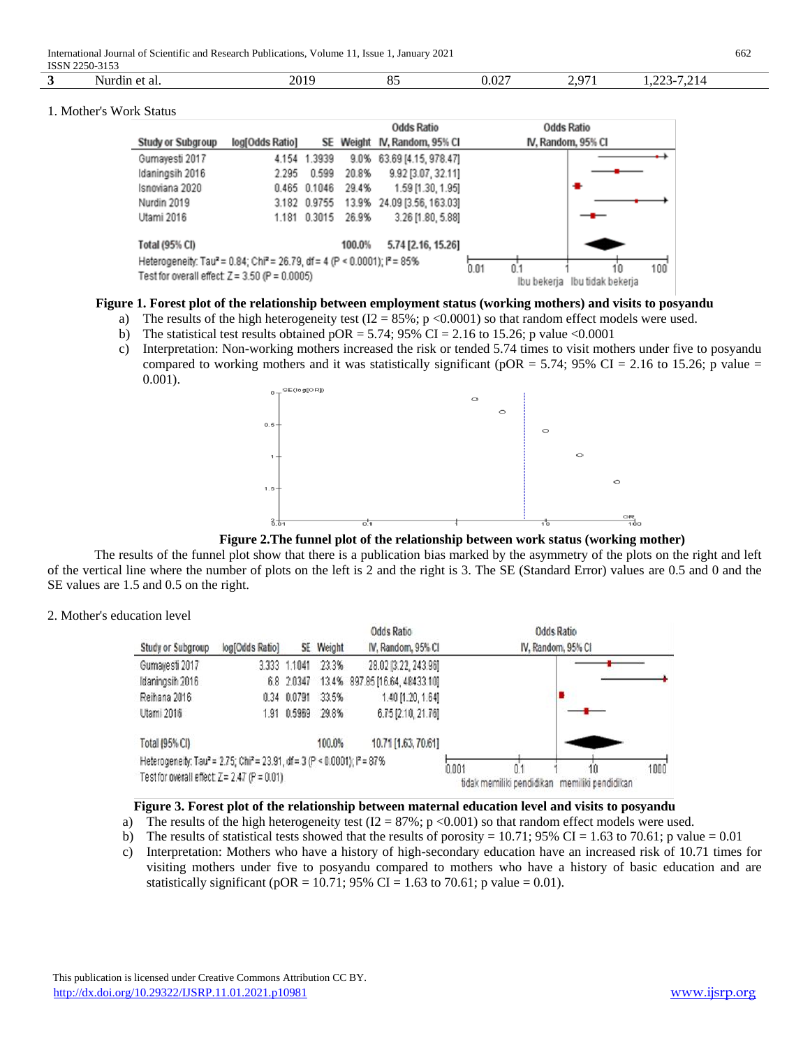| 3 | Nurdin et al. | 2019 | 85 | 0.027 | 2,971 | 1,223-7,214 |
|---|---|---|---|---|---|---|

1. Mother's Work Status

| Study or Subgroup | log[Odds Ratio] | SE | Weight | Odds Ratio IV, Random, 95% CI |
|---|---|---|---|---|
| Gumayesti 2017 | 4.154 | 1.3939 | 9.0% | 63.69 [4.15, 978.47] |
| Idaningsih 2016 | 2.295 | 0.599 | 20.8% | 9.92 [3.07, 32.11] |
| Isnoviana 2020 | 0.465 | 0.1046 | 29.4% | 1.59 [1.30, 1.95] |
| Nurdin 2019 | 3.182 | 0.9755 | 13.9% | 24.09 [3.56, 163.03] |
| Utami 2016 | 1.181 | 0.3015 | 26.9% | 3.26 [1.80, 5.88] |
| Total (95% CI) | | | 100.0% | 5.74 [2.16, 15.26] |

Heterogeneity: Tau² = 0.84; Chi² = 26.79, df = 4 (P < 0.0001); I² = 85%
Test for overall effect: Z = 3.50 (P = 0.0005)

**Figure 1. Forest plot of the relationship between employment status (working mothers) and visits to posyandu**

a) The results of the high heterogeneity test (I2 = 85%; p <0.0001) so that random effect models were used.
b) The statistical test results obtained pOR = 5.74; 95% CI = 2.16 to 15.26; p value <0.0001
c) Interpretation: Non-working mothers increased the risk or tended 5.74 times to visit mothers under five to posyandu compared to working mothers and it was statistically significant (pOR = 5.74; 95% CI = 2.16 to 15.26; p value = 0.001).

**Figure 2.The funnel plot of the relationship between work status (working mother)**

The results of the funnel plot show that there is a publication bias marked by the asymmetry of the plots on the right and left of the vertical line where the number of plots on the left is 2 and the right is 3. The SE (Standard Error) values are 0.5 and 0 and the SE values are 1.5 and 0.5 on the right.

2. Mother's education level

| Study or Subgroup | log[Odds Ratio] | SE | Weight | Odds Ratio IV, Random, 95% CI |
|---|---|---|---|---|
| Gumayesti 2017 | 3.333 | 1.1041 | 23.3% | 28.02 [3.22, 243.96] |
| Idaningsih 2016 | 6.8 | 2.0347 | 13.4% | 897.85 [16.64, 48433.10] |
| Reihana 2016 | 0.34 | 0.0791 | 33.5% | 1.40 [1.20, 1.64] |
| Utami 2016 | 1.91 | 0.5969 | 29.8% | 6.75 [2.10, 21.76] |
| Total (95% CI) | | | 100.0% | 10.71 [1.63, 70.61] |

Heterogeneity: Tau² = 2.75; Chi² = 23.91, df = 3 (P < 0.0001); I² = 87%
Test for overall effect: Z = 2.47 (P = 0.01)

**Figure 3. Forest plot of the relationship between maternal education level and visits to posyandu**

a) The results of the high heterogeneity test (I2 = 87%; p <0.001) so that random effect models were used.
b) The results of statistical tests showed that the results of porosity = 10.71; 95% CI = 1.63 to 70.61; p value = 0.01
c) Interpretation: Mothers who have a history of high-secondary education have an increased risk of 10.71 times for visiting mothers under five to posyandu compared to mothers who have a history of basic education and are statistically significant (pOR = 10.71; 95% CI = 1.63 to 70.61; p value = 0.01).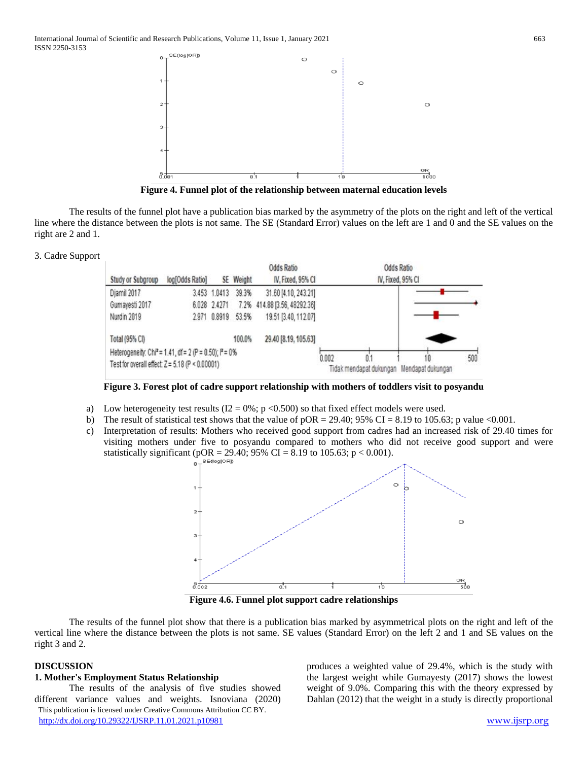Figure 4. Funnel plot of the relationship between maternal education levels

The results of the funnel plot have a publication bias marked by the asymmetry of the plots on the right and left of the vertical line where the distance between the plots is not same. The SE (Standard Error) values on the left are 1 and 0 and the SE values on the right are 2 and 1.

3. Cadre Support

| Study or Subgroup | log[Odds Ratio] | SE | Weight | Odds Ratio IV, Fixed, 95% CI |
|---|---|---|---|---|
| Djamil 2017 | 3.453 | 1.0413 | 39.3% | 31.60 [4.10, 243.21] |
| Gumayesti 2017 | 6.028 | 2.4271 | 7.2% | 414.88 [3.56, 48292.36] |
| Nurdin 2019 | 2.971 | 0.8919 | 53.5% | 19.51 [3.40, 112.07] |
| Total (95% CI) | | | 100.0% | 29.40 [8.19, 105.63] |

Heterogeneity: $Chi^2 = 1.41$, $df = 2$ ($P = 0.50$); $I^2 = 0\%$

Test for overall effect: $Z = 5.18$ ($P < 0.00001$)

Tidak mendapat dukungan — Mendapat dukungan

Figure 3. Forest plot of cadre support relationship with mothers of toddlers visit to posyandu

a) Low heterogeneity test results ($I2 = 0\%$; $p < 0.500$) so that fixed effect models were used.
b) The result of statistical test shows that the value of $pOR = 29.40$; 95% CI = 8.19 to 105.63; p value $<0.001$.
c) Interpretation of results: Mothers who received good support from cadres had an increased risk of 29.40 times for visiting mothers under five to posyandu compared to mothers who did not receive good support and were statistically significant ($pOR = 29.40$; 95% CI = 8.19 to 105.63; $p < 0.001$).

Figure 4.6. Funnel plot support cadre relationships

The results of the funnel plot show that there is a publication bias marked by asymmetrical plots on the right and left of the vertical line where the distance between the plots is not same. SE values (Standard Error) on the left 2 and 1 and SE values on the right 3 and 2.

## DISCUSSION

### 1. Mother's Employment Status Relationship

The results of the analysis of five studies showed different variance values and weights. Isnoviana (2020) produces a weighted value of 29.4%, which is the study with the largest weight while Gumayesty (2017) shows the lowest weight of 9.0%. Comparing this with the theory expressed by Dahlan (2012) that the weight in a study is directly proportional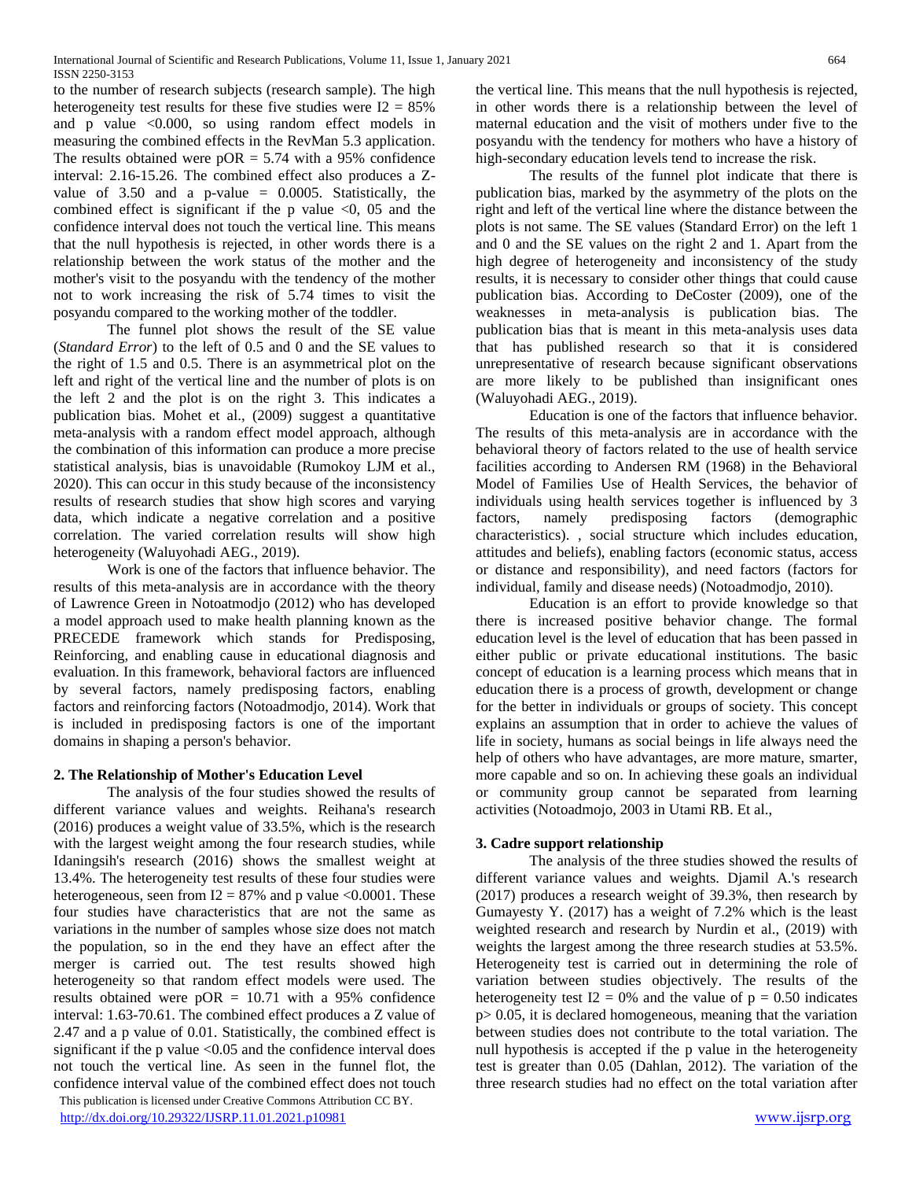to the number of research subjects (research sample). The high heterogeneity test results for these five studies were $I2 = 85\%$ and p value <0.000, so using random effect models in measuring the combined effects in the RevMan 5.3 application. The results obtained were $pOR = 5.74$ with a 95% confidence interval: 2.16-15.26. The combined effect also produces a Z-value of 3.50 and a p-value = 0.0005. Statistically, the combined effect is significant if the p value <0, 05 and the confidence interval does not touch the vertical line. This means that the null hypothesis is rejected, in other words there is a relationship between the work status of the mother and the mother's visit to the posyandu with the tendency of the mother not to work increasing the risk of 5.74 times to visit the posyandu compared to the working mother of the toddler.

The funnel plot shows the result of the SE value (*Standard Error*) to the left of 0.5 and 0 and the SE values to the right of 1.5 and 0.5. There is an asymmetrical plot on the left and right of the vertical line and the number of plots is on the left 2 and the plot is on the right 3. This indicates a publication bias. Mohet et al., (2009) suggest a quantitative meta-analysis with a random effect model approach, although the combination of this information can produce a more precise statistical analysis, bias is unavoidable (Rumokoy LJM et al., 2020). This can occur in this study because of the inconsistency results of research studies that show high scores and varying data, which indicate a negative correlation and a positive correlation. The varied correlation results will show high heterogeneity (Waluyohadi AEG., 2019).

Work is one of the factors that influence behavior. The results of this meta-analysis are in accordance with the theory of Lawrence Green in Notoatmodjo (2012) who has developed a model approach used to make health planning known as the PRECEDE framework which stands for Predisposing, Reinforcing, and enabling cause in educational diagnosis and evaluation. In this framework, behavioral factors are influenced by several factors, namely predisposing factors, enabling factors and reinforcing factors (Notoadmodjo, 2014). Work that is included in predisposing factors is one of the important domains in shaping a person's behavior.

### 2. The Relationship of Mother's Education Level

The analysis of the four studies showed the results of different variance values and weights. Reihana's research (2016) produces a weight value of 33.5%, which is the research with the largest weight among the four research studies, while Idaningsih's research (2016) shows the smallest weight at 13.4%. The heterogeneity test results of these four studies were heterogeneous, seen from $I2 = 87\%$ and p value <0.0001. These four studies have characteristics that are not the same as variations in the number of samples whose size does not match the population, so in the end they have an effect after the merger is carried out. The test results showed high heterogeneity so that random effect models were used. The results obtained were $pOR = 10.71$ with a 95% confidence interval: 1.63-70.61. The combined effect produces a Z value of 2.47 and a p value of 0.01. Statistically, the combined effect is significant if the p value <0.05 and the confidence interval does not touch the vertical line. As seen in the funnel flot, the confidence interval value of the combined effect does not touch the vertical line. This means that the null hypothesis is rejected, in other words there is a relationship between the level of maternal education and the visit of mothers under five to the posyandu with the tendency for mothers who have a history of high-secondary education levels tend to increase the risk.

The results of the funnel plot indicate that there is publication bias, marked by the asymmetry of the plots on the right and left of the vertical line where the distance between the plots is not same. The SE values (Standard Error) on the left 1 and 0 and the SE values on the right 2 and 1. Apart from the high degree of heterogeneity and inconsistency of the study results, it is necessary to consider other things that could cause publication bias. According to DeCoster (2009), one of the weaknesses in meta-analysis is publication bias. The publication bias that is meant in this meta-analysis uses data that has published research so that it is considered unrepresentative of research because significant observations are more likely to be published than insignificant ones (Waluyohadi AEG., 2019).

Education is one of the factors that influence behavior. The results of this meta-analysis are in accordance with the behavioral theory of factors related to the use of health service facilities according to Andersen RM (1968) in the Behavioral Model of Families Use of Health Services, the behavior of individuals using health services together is influenced by 3 factors, namely predisposing factors (demographic characteristics). , social structure which includes education, attitudes and beliefs), enabling factors (economic status, access or distance and responsibility), and need factors (factors for individual, family and disease needs) (Notoadmodjo, 2010).

Education is an effort to provide knowledge so that there is increased positive behavior change. The formal education level is the level of education that has been passed in either public or private educational institutions. The basic concept of education is a learning process which means that in education there is a process of growth, development or change for the better in individuals or groups of society. This concept explains an assumption that in order to achieve the values of life in society, humans as social beings in life always need the help of others who have advantages, are more mature, smarter, more capable and so on. In achieving these goals an individual or community group cannot be separated from learning activities (Notoadmojo, 2003 in Utami RB. Et al.,

### 3. Cadre support relationship

The analysis of the three studies showed the results of different variance values and weights. Djamil A.'s research (2017) produces a research weight of 39.3%, then research by Gumayesty Y. (2017) has a weight of 7.2% which is the least weighted research and research by Nurdin et al., (2019) with weights the largest among the three research studies at 53.5%. Heterogeneity test is carried out in determining the role of variation between studies objectively. The results of the heterogeneity test $I2 = 0\%$ and the value of $p = 0.50$ indicates $p > 0.05$, it is declared homogeneous, meaning that the variation between studies does not contribute to the total variation. The null hypothesis is accepted if the p value in the heterogeneity test is greater than 0.05 (Dahlan, 2012). The variation of the three research studies had no effect on the total variation after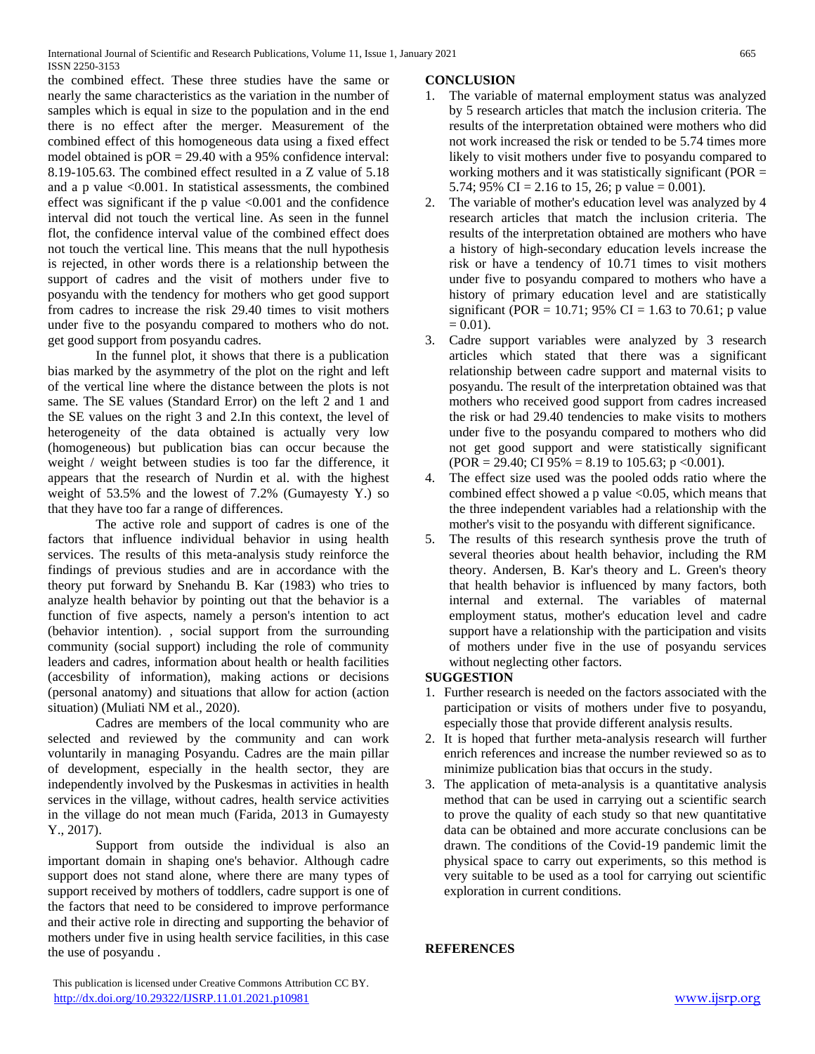the combined effect. These three studies have the same or nearly the same characteristics as the variation in the number of samples which is equal in size to the population and in the end there is no effect after the merger. Measurement of the combined effect of this homogeneous data using a fixed effect model obtained is pOR = 29.40 with a 95% confidence interval: 8.19-105.63. The combined effect resulted in a Z value of 5.18 and a p value <0.001. In statistical assessments, the combined effect was significant if the p value <0.001 and the confidence interval did not touch the vertical line. As seen in the funnel flot, the confidence interval value of the combined effect does not touch the vertical line. This means that the null hypothesis is rejected, in other words there is a relationship between the support of cadres and the visit of mothers under five to posyandu with the tendency for mothers who get good support from cadres to increase the risk 29.40 times to visit mothers under five to the posyandu compared to mothers who do not. get good support from posyandu cadres.

In the funnel plot, it shows that there is a publication bias marked by the asymmetry of the plot on the right and left of the vertical line where the distance between the plots is not same. The SE values (Standard Error) on the left 2 and 1 and the SE values on the right 3 and 2.In this context, the level of heterogeneity of the data obtained is actually very low (homogeneous) but publication bias can occur because the weight / weight between studies is too far the difference, it appears that the research of Nurdin et al. with the highest weight of 53.5% and the lowest of 7.2% (Gumayesty Y.) so that they have too far a range of differences.

The active role and support of cadres is one of the factors that influence individual behavior in using health services. The results of this meta-analysis study reinforce the findings of previous studies and are in accordance with the theory put forward by Snehandu B. Kar (1983) who tries to analyze health behavior by pointing out that the behavior is a function of five aspects, namely a person's intention to act (behavior intention). , social support from the surrounding community (social support) including the role of community leaders and cadres, information about health or health facilities (accesbility of information), making actions or decisions (personal anatomy) and situations that allow for action (action situation) (Muliati NM et al., 2020).

Cadres are members of the local community who are selected and reviewed by the community and can work voluntarily in managing Posyandu. Cadres are the main pillar of development, especially in the health sector, they are independently involved by the Puskesmas in activities in health services in the village, without cadres, health service activities in the village do not mean much (Farida, 2013 in Gumayesty Y., 2017).

Support from outside the individual is also an important domain in shaping one's behavior. Although cadre support does not stand alone, where there are many types of support received by mothers of toddlers, cadre support is one of the factors that need to be considered to improve performance and their active role in directing and supporting the behavior of mothers under five in using health service facilities, in this case the use of posyandu .

## CONCLUSION

1. The variable of maternal employment status was analyzed by 5 research articles that match the inclusion criteria. The results of the interpretation obtained were mothers who did not work increased the risk or tended to be 5.74 times more likely to visit mothers under five to posyandu compared to working mothers and it was statistically significant (POR = 5.74; 95% CI = 2.16 to 15, 26; p value = 0.001).
2. The variable of mother's education level was analyzed by 4 research articles that match the inclusion criteria. The results of the interpretation obtained are mothers who have a history of high-secondary education levels increase the risk or have a tendency of 10.71 times to visit mothers under five to posyandu compared to mothers who have a history of primary education level and are statistically significant (POR = 10.71; 95% CI = 1.63 to 70.61; p value = 0.01).
3. Cadre support variables were analyzed by 3 research articles which stated that there was a significant relationship between cadre support and maternal visits to posyandu. The result of the interpretation obtained was that mothers who received good support from cadres increased the risk or had 29.40 tendencies to make visits to mothers under five to the posyandu compared to mothers who did not get good support and were statistically significant (POR = 29.40; CI 95% = 8.19 to 105.63; p <0.001).
4. The effect size used was the pooled odds ratio where the combined effect showed a p value <0.05, which means that the three independent variables had a relationship with the mother's visit to the posyandu with different significance.
5. The results of this research synthesis prove the truth of several theories about health behavior, including the RM theory. Andersen, B. Kar's theory and L. Green's theory that health behavior is influenced by many factors, both internal and external. The variables of maternal employment status, mother's education level and cadre support have a relationship with the participation and visits of mothers under five in the use of posyandu services without neglecting other factors.

## SUGGESTION

1. Further research is needed on the factors associated with the participation or visits of mothers under five to posyandu, especially those that provide different analysis results.
2. It is hoped that further meta-analysis research will further enrich references and increase the number reviewed so as to minimize publication bias that occurs in the study.
3. The application of meta-analysis is a quantitative analysis method that can be used in carrying out a scientific search to prove the quality of each study so that new quantitative data can be obtained and more accurate conclusions can be drawn. The conditions of the Covid-19 pandemic limit the physical space to carry out experiments, so this method is very suitable to be used as a tool for carrying out scientific exploration in current conditions.

## REFERENCES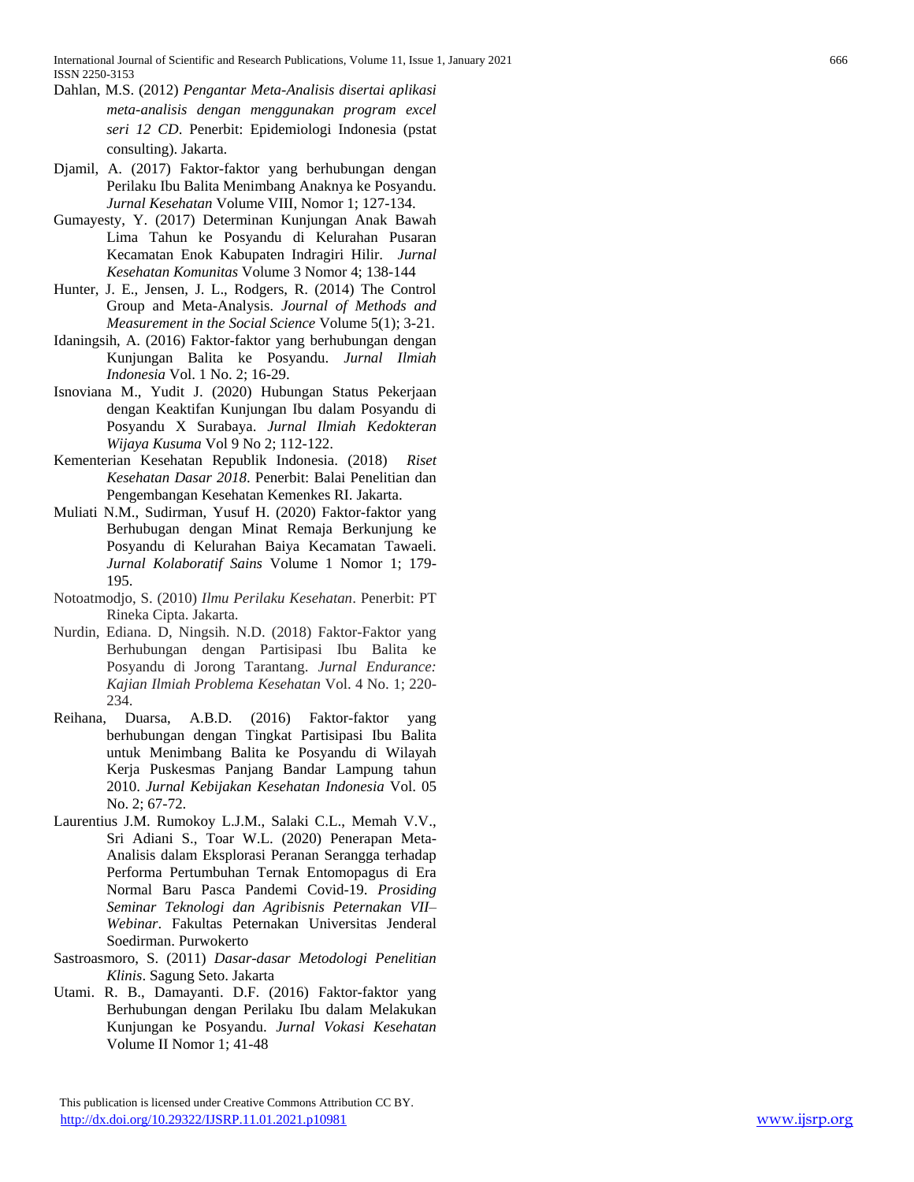Dahlan, M.S. (2012) *Pengantar Meta-Analisis disertai aplikasi meta-analisis dengan menggunakan program excel seri 12 CD*. Penerbit: Epidemiologi Indonesia (pstat consulting). Jakarta.

Djamil, A. (2017) Faktor-faktor yang berhubungan dengan Perilaku Ibu Balita Menimbang Anaknya ke Posyandu. *Jurnal Kesehatan* Volume VIII, Nomor 1; 127-134.

Gumayesty, Y. (2017) Determinan Kunjungan Anak Bawah Lima Tahun ke Posyandu di Kelurahan Pusaran Kecamatan Enok Kabupaten Indragiri Hilir. *Jurnal Kesehatan Komunitas* Volume 3 Nomor 4; 138-144

Hunter, J. E., Jensen, J. L., Rodgers, R. (2014) The Control Group and Meta-Analysis. *Journal of Methods and Measurement in the Social Science* Volume 5(1); 3-21.

Idaningsih, A. (2016) Faktor-faktor yang berhubungan dengan Kunjungan Balita ke Posyandu. *Jurnal Ilmiah Indonesia* Vol. 1 No. 2; 16-29.

Isnoviana M., Yudit J. (2020) Hubungan Status Pekerjaan dengan Keaktifan Kunjungan Ibu dalam Posyandu di Posyandu X Surabaya. *Jurnal Ilmiah Kedokteran Wijaya Kusuma* Vol 9 No 2; 112-122.

Kementerian Kesehatan Republik Indonesia. (2018) *Riset Kesehatan Dasar 2018*. Penerbit: Balai Penelitian dan Pengembangan Kesehatan Kemenkes RI. Jakarta.

Muliati N.M., Sudirman, Yusuf H. (2020) Faktor-faktor yang Berhubugan dengan Minat Remaja Berkunjung ke Posyandu di Kelurahan Baiya Kecamatan Tawaeli. *Jurnal Kolaboratif Sains* Volume 1 Nomor 1; 179-195.

Notoatmodjo, S. (2010) *Ilmu Perilaku Kesehatan*. Penerbit: PT Rineka Cipta. Jakarta.

Nurdin, Ediana. D, Ningsih. N.D. (2018) Faktor-Faktor yang Berhubungan dengan Partisipasi Ibu Balita ke Posyandu di Jorong Tarantang. *Jurnal Endurance: Kajian Ilmiah Problema Kesehatan* Vol. 4 No. 1; 220-234.

Reihana, Duarsa, A.B.D. (2016) Faktor-faktor yang berhubungan dengan Tingkat Partisipasi Ibu Balita untuk Menimbang Balita ke Posyandu di Wilayah Kerja Puskesmas Panjang Bandar Lampung tahun 2010. *Jurnal Kebijakan Kesehatan Indonesia* Vol. 05 No. 2; 67-72.

Laurentius J.M. Rumokoy L.J.M., Salaki C.L., Memah V.V., Sri Adiani S., Toar W.L. (2020) Penerapan Meta-Analisis dalam Eksplorasi Peranan Serangga terhadap Performa Pertumbuhan Ternak Entomopagus di Era Normal Baru Pasca Pandemi Covid-19. *Prosiding Seminar Teknologi dan Agribisnis Peternakan VII–Webinar*. Fakultas Peternakan Universitas Jenderal Soedirman. Purwokerto

Sastroasmoro, S. (2011) *Dasar-dasar Metodologi Penelitian Klinis*. Sagung Seto. Jakarta

Utami. R. B., Damayanti. D.F. (2016) Faktor-faktor yang Berhubungan dengan Perilaku Ibu dalam Melakukan Kunjungan ke Posyandu. *Jurnal Vokasi Kesehatan* Volume II Nomor 1; 41-48